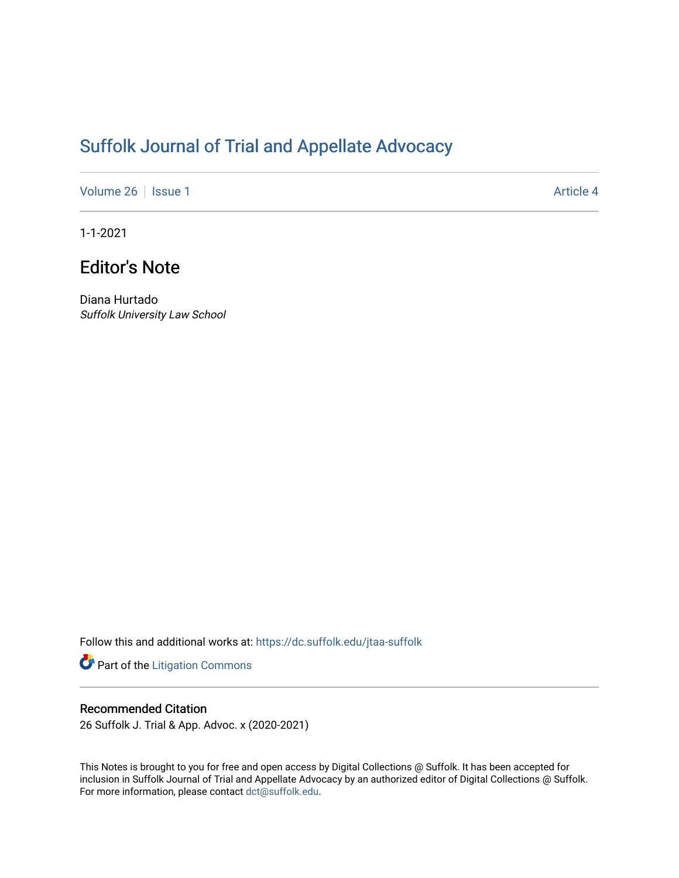# Suffolk Journal of Trial and Appellate Advocacy

Volume 26 | Issue 1 Article 4

1-1-2021

## Editor's Note

Diana Hurtado
*Suffolk University Law School*

Follow this and additional works at: https://dc.suffolk.edu/jtaa-suffolk

Part of the Litigation Commons

### Recommended Citation

26 Suffolk J. Trial & App. Advoc. x (2020-2021)

This Notes is brought to you for free and open access by Digital Collections @ Suffolk. It has been accepted for inclusion in Suffolk Journal of Trial and Appellate Advocacy by an authorized editor of Digital Collections @ Suffolk. For more information, please contact dct@suffolk.edu.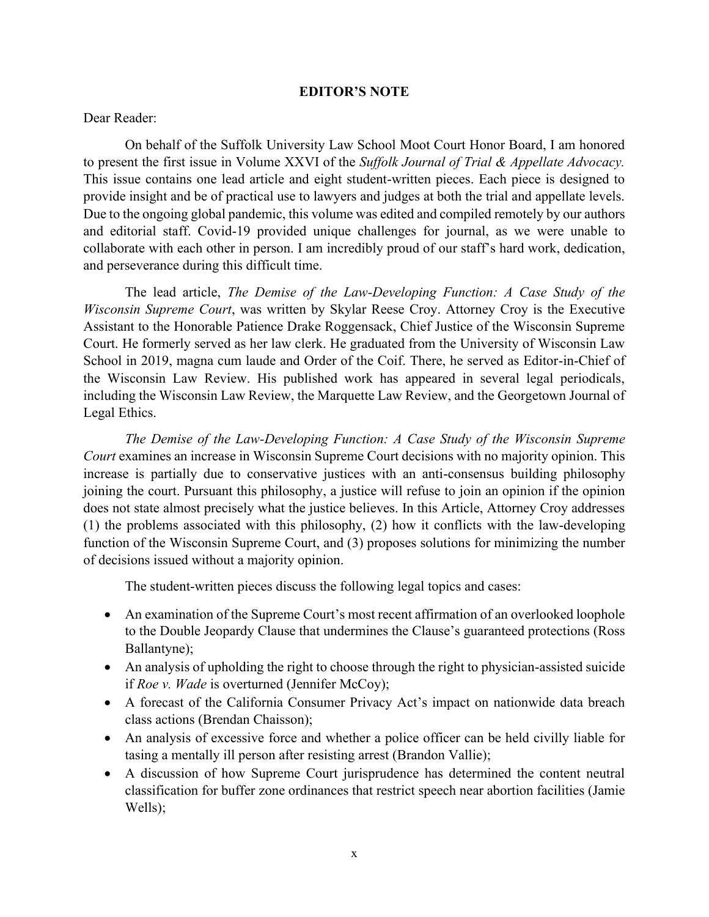## EDITOR'S NOTE

Dear Reader:

On behalf of the Suffolk University Law School Moot Court Honor Board, I am honored to present the first issue in Volume XXVI of the *Suffolk Journal of Trial & Appellate Advocacy.* This issue contains one lead article and eight student-written pieces. Each piece is designed to provide insight and be of practical use to lawyers and judges at both the trial and appellate levels. Due to the ongoing global pandemic, this volume was edited and compiled remotely by our authors and editorial staff. Covid-19 provided unique challenges for journal, as we were unable to collaborate with each other in person. I am incredibly proud of our staff's hard work, dedication, and perseverance during this difficult time.

The lead article, *The Demise of the Law-Developing Function: A Case Study of the Wisconsin Supreme Court*, was written by Skylar Reese Croy. Attorney Croy is the Executive Assistant to the Honorable Patience Drake Roggensack, Chief Justice of the Wisconsin Supreme Court. He formerly served as her law clerk. He graduated from the University of Wisconsin Law School in 2019, magna cum laude and Order of the Coif. There, he served as Editor-in-Chief of the Wisconsin Law Review. His published work has appeared in several legal periodicals, including the Wisconsin Law Review, the Marquette Law Review, and the Georgetown Journal of Legal Ethics.

*The Demise of the Law-Developing Function: A Case Study of the Wisconsin Supreme Court* examines an increase in Wisconsin Supreme Court decisions with no majority opinion. This increase is partially due to conservative justices with an anti-consensus building philosophy joining the court. Pursuant this philosophy, a justice will refuse to join an opinion if the opinion does not state almost precisely what the justice believes. In this Article, Attorney Croy addresses (1) the problems associated with this philosophy, (2) how it conflicts with the law-developing function of the Wisconsin Supreme Court, and (3) proposes solutions for minimizing the number of decisions issued without a majority opinion.

The student-written pieces discuss the following legal topics and cases:

- An examination of the Supreme Court's most recent affirmation of an overlooked loophole to the Double Jeopardy Clause that undermines the Clause's guaranteed protections (Ross Ballantyne);
- An analysis of upholding the right to choose through the right to physician-assisted suicide if *Roe v. Wade* is overturned (Jennifer McCoy);
- A forecast of the California Consumer Privacy Act's impact on nationwide data breach class actions (Brendan Chaisson);
- An analysis of excessive force and whether a police officer can be held civilly liable for tasing a mentally ill person after resisting arrest (Brandon Vallie);
- A discussion of how Supreme Court jurisprudence has determined the content neutral classification for buffer zone ordinances that restrict speech near abortion facilities (Jamie Wells);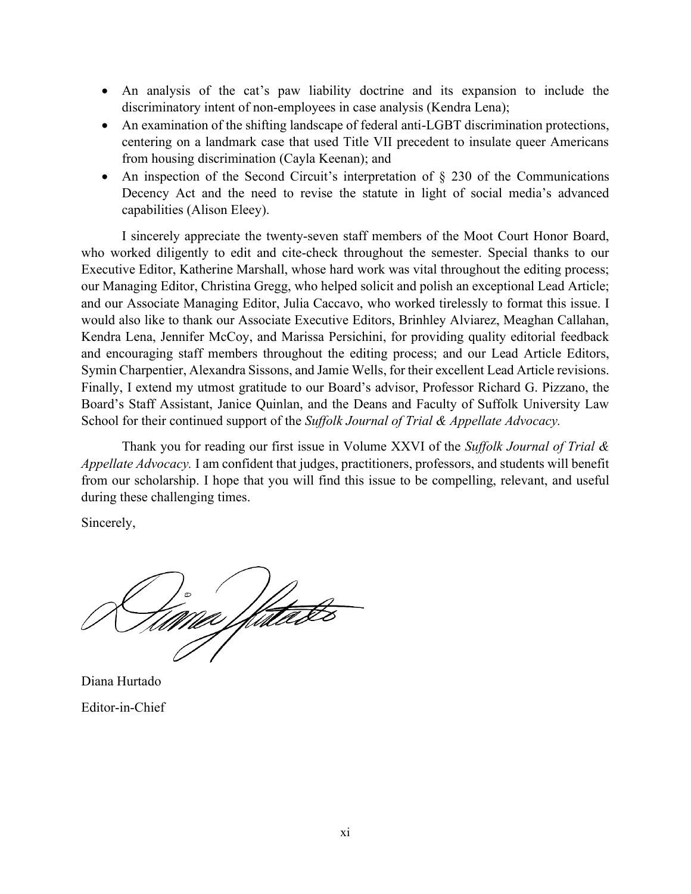- An analysis of the cat's paw liability doctrine and its expansion to include the discriminatory intent of non-employees in case analysis (Kendra Lena);
- An examination of the shifting landscape of federal anti-LGBT discrimination protections, centering on a landmark case that used Title VII precedent to insulate queer Americans from housing discrimination (Cayla Keenan); and
- An inspection of the Second Circuit's interpretation of § 230 of the Communications Decency Act and the need to revise the statute in light of social media's advanced capabilities (Alison Eleey).

I sincerely appreciate the twenty-seven staff members of the Moot Court Honor Board, who worked diligently to edit and cite-check throughout the semester. Special thanks to our Executive Editor, Katherine Marshall, whose hard work was vital throughout the editing process; our Managing Editor, Christina Gregg, who helped solicit and polish an exceptional Lead Article; and our Associate Managing Editor, Julia Caccavo, who worked tirelessly to format this issue. I would also like to thank our Associate Executive Editors, Brinhley Alviarez, Meaghan Callahan, Kendra Lena, Jennifer McCoy, and Marissa Persichini, for providing quality editorial feedback and encouraging staff members throughout the editing process; and our Lead Article Editors, Symin Charpentier, Alexandra Sissons, and Jamie Wells, for their excellent Lead Article revisions. Finally, I extend my utmost gratitude to our Board's advisor, Professor Richard G. Pizzano, the Board's Staff Assistant, Janice Quinlan, and the Deans and Faculty of Suffolk University Law School for their continued support of the *Suffolk Journal of Trial & Appellate Advocacy.*

Thank you for reading our first issue in Volume XXVI of the *Suffolk Journal of Trial & Appellate Advocacy.* I am confident that judges, practitioners, professors, and students will benefit from our scholarship. I hope that you will find this issue to be compelling, relevant, and useful during these challenging times.

Sincerely,

Diana Hurtado

Editor-in-Chief